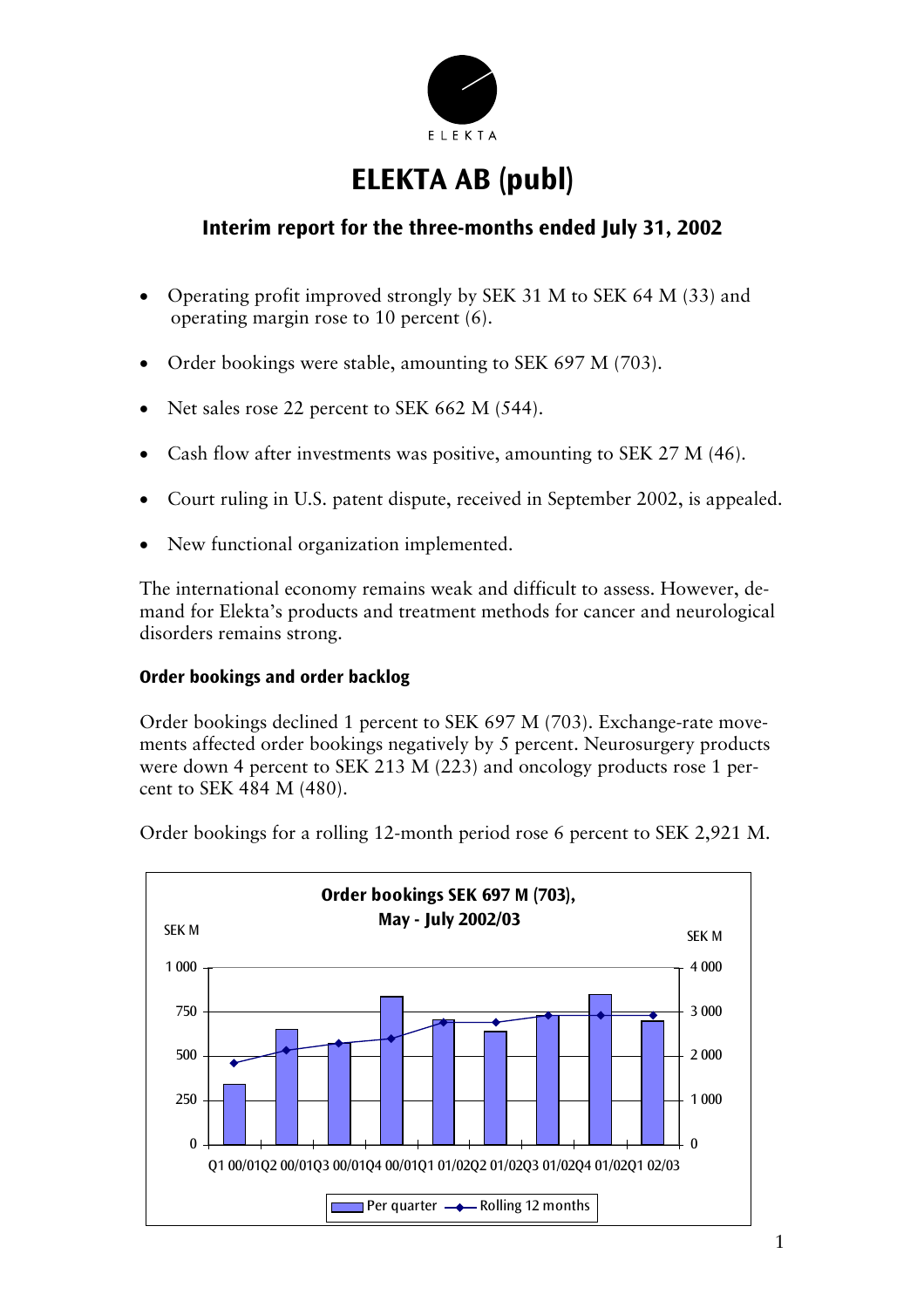# ELEKTA AB (publ)

## Interim report for the three-months ended July 31, 2002

- Operating profit improved strongly by SEK 31 M to SEK 64 M (33) and operating margin rose to 10 percent (6).
- Order bookings were stable, amounting to SEK 697 M (703).
- Net sales rose 22 percent to SEK 662 M (544).
- Cash flow after investments was positive, amounting to SEK 27 M (46).
- Court ruling in U.S. patent dispute, received in September 2002, is appealed.
- New functional organization implemented.

The international economy remains weak and difficult to assess. However, demand for Elekta's products and treatment methods for cancer and neurological disorders remains strong.

### Order bookings and order backlog

Order bookings declined 1 percent to SEK 697 M (703). Exchange-rate movements affected order bookings negatively by 5 percent. Neurosurgery products were down 4 percent to SEK 213 M (223) and oncology products rose 1 percent to SEK 484 M (480).

Order bookings for a rolling 12-month period rose 6 percent to SEK 2,921 M.

**Order bookings SEK 697 M (703), May - July 2002/03**

SEK M (left axis: 0–1 000; right axis: 0–4 000)

Q1 00/01 Q2 00/01 Q3 00/01 Q4 00/01 Q1 01/02 Q2 01/02 Q3 01/02 Q4 01/02 Q1 02/03

Per quarter — Rolling 12 months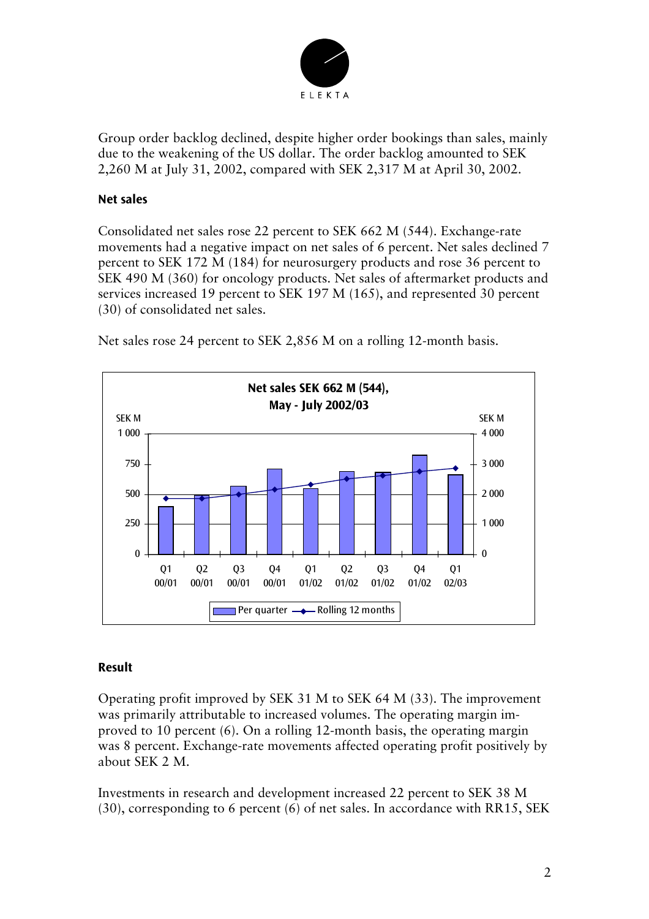Group order backlog declined, despite higher order bookings than sales, mainly due to the weakening of the US dollar. The order backlog amounted to SEK 2,260 M at July 31, 2002, compared with SEK 2,317 M at April 30, 2002.

### Net sales

Consolidated net sales rose 22 percent to SEK 662 M (544). Exchange-rate movements had a negative impact on net sales of 6 percent. Net sales declined 7 percent to SEK 172 M (184) for neurosurgery products and rose 36 percent to SEK 490 M (360) for oncology products. Net sales of aftermarket products and services increased 19 percent to SEK 197 M (165), and represented 30 percent (30) of consolidated net sales.

Net sales rose 24 percent to SEK 2,856 M on a rolling 12-month basis.

**Net sales SEK 662 M (544), May - July 2002/03**

SEK M (left axis: Per quarter, 0–1 000); SEK M (right axis: Rolling 12 months, 0–4 000)

Q1 00/01, Q2 00/01, Q3 00/01, Q4 00/01, Q1 01/02, Q2 01/02, Q3 01/02, Q4 01/02, Q1 02/03

Per quarter / Rolling 12 months

### Result

Operating profit improved by SEK 31 M to SEK 64 M (33). The improvement was primarily attributable to increased volumes. The operating margin improved to 10 percent (6). On a rolling 12-month basis, the operating margin was 8 percent. Exchange-rate movements affected operating profit positively by about SEK 2 M.

Investments in research and development increased 22 percent to SEK 38 M (30), corresponding to 6 percent (6) of net sales. In accordance with RR15, SEK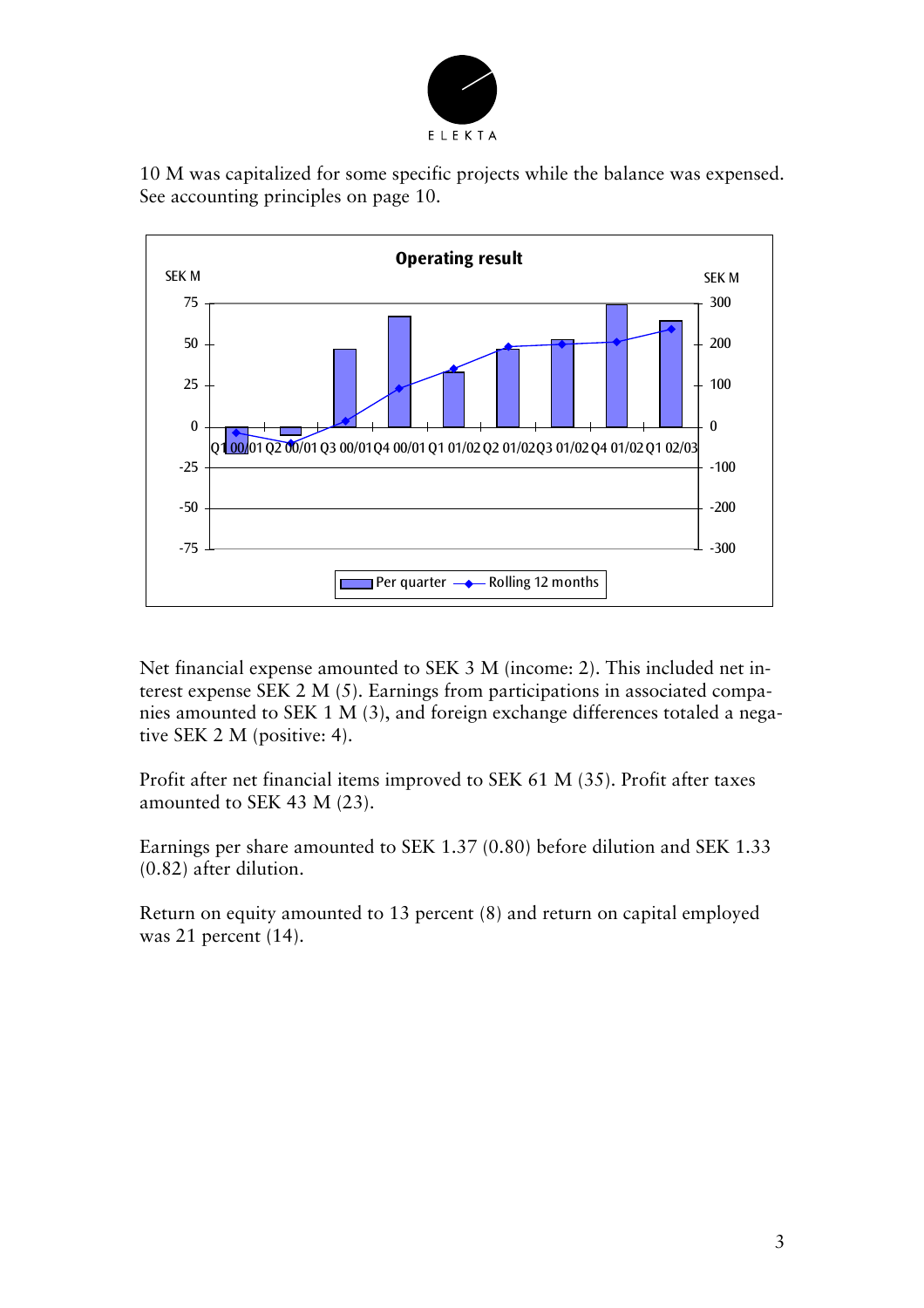10 M was capitalized for some specific projects while the balance was expensed. See accounting principles on page 10.

Net financial expense amounted to SEK 3 M (income: 2). This included net interest expense SEK 2 M (5). Earnings from participations in associated companies amounted to SEK 1 M (3), and foreign exchange differences totaled a negative SEK 2 M (positive: 4).

Profit after net financial items improved to SEK 61 M (35). Profit after taxes amounted to SEK 43 M (23).

Earnings per share amounted to SEK 1.37 (0.80) before dilution and SEK 1.33 (0.82) after dilution.

Return on equity amounted to 13 percent (8) and return on capital employed was 21 percent (14).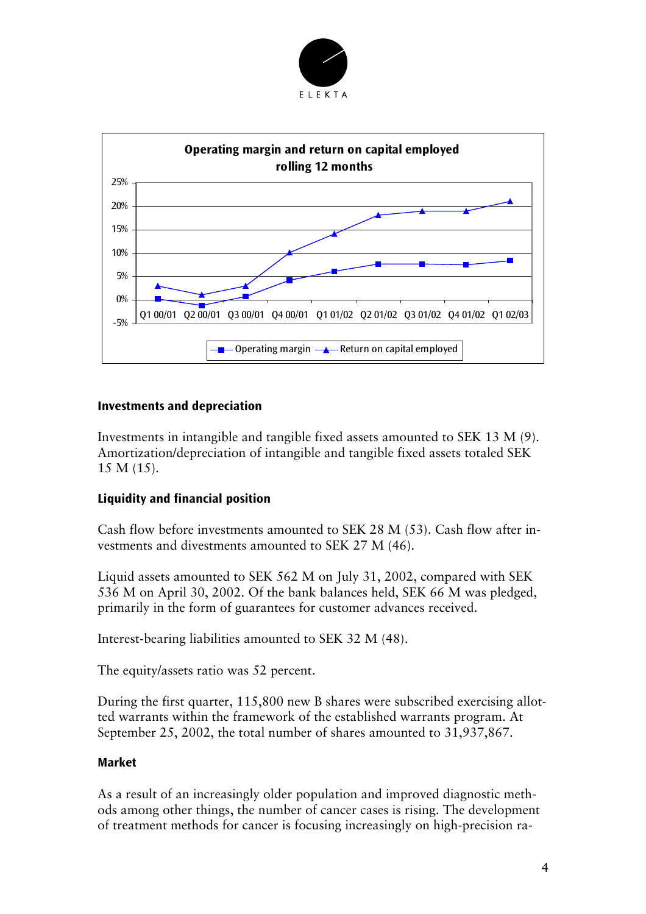**Operating margin and return on capital employed rolling 12 months**

### Investments and depreciation

Investments in intangible and tangible fixed assets amounted to SEK 13 M (9). Amortization/depreciation of intangible and tangible fixed assets totaled SEK 15 M (15).

### Liquidity and financial position

Cash flow before investments amounted to SEK 28 M (53). Cash flow after investments and divestments amounted to SEK 27 M (46).

Liquid assets amounted to SEK 562 M on July 31, 2002, compared with SEK 536 M on April 30, 2002. Of the bank balances held, SEK 66 M was pledged, primarily in the form of guarantees for customer advances received.

Interest-bearing liabilities amounted to SEK 32 M (48).

The equity/assets ratio was 52 percent.

During the first quarter, 115,800 new B shares were subscribed exercising allotted warrants within the framework of the established warrants program. At September 25, 2002, the total number of shares amounted to 31,937,867.

### Market

As a result of an increasingly older population and improved diagnostic methods among other things, the number of cancer cases is rising. The development of treatment methods for cancer is focusing increasingly on high-precision ra-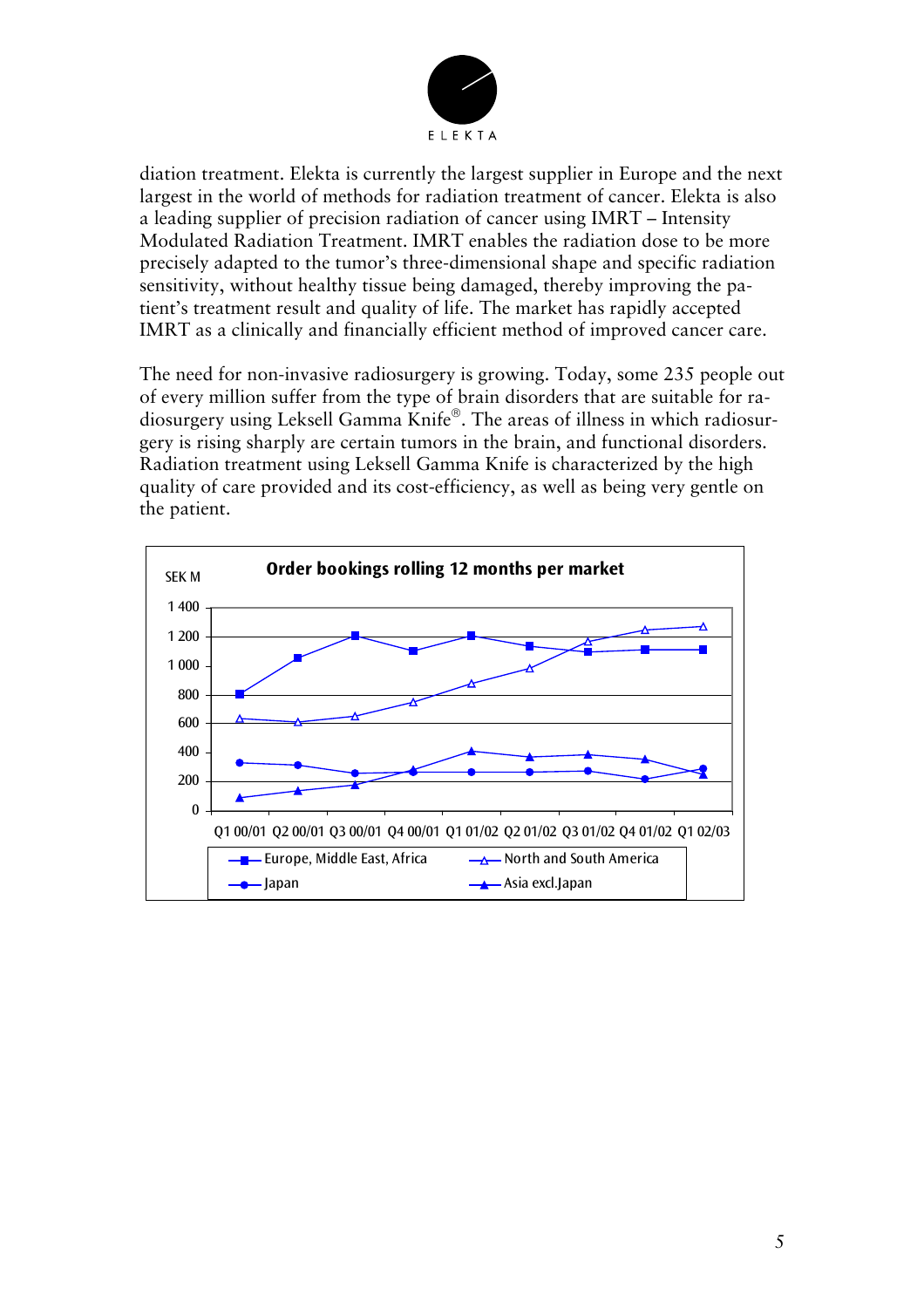diation treatment. Elekta is currently the largest supplier in Europe and the next largest in the world of methods for radiation treatment of cancer. Elekta is also a leading supplier of precision radiation of cancer using IMRT – Intensity Modulated Radiation Treatment. IMRT enables the radiation dose to be more precisely adapted to the tumor's three-dimensional shape and specific radiation sensitivity, without healthy tissue being damaged, thereby improving the patient's treatment result and quality of life. The market has rapidly accepted IMRT as a clinically and financially efficient method of improved cancer care.

The need for non-invasive radiosurgery is growing. Today, some 235 people out of every million suffer from the type of brain disorders that are suitable for radiosurgery using Leksell Gamma Knife®. The areas of illness in which radiosurgery is rising sharply are certain tumors in the brain, and functional disorders. Radiation treatment using Leksell Gamma Knife is characterized by the high quality of care provided and its cost-efficiency, as well as being very gentle on the patient.

**Order bookings rolling 12 months per market**

SEK M

Y-axis: 0 – 1 400; X-axis: Q1 00/01, Q2 00/01, Q3 00/01, Q4 00/01, Q1 01/02, Q2 01/02, Q3 01/02, Q4 01/02, Q1 02/03

Legend: Europe, Middle East, Africa; North and South America; Japan; Asia excl.Japan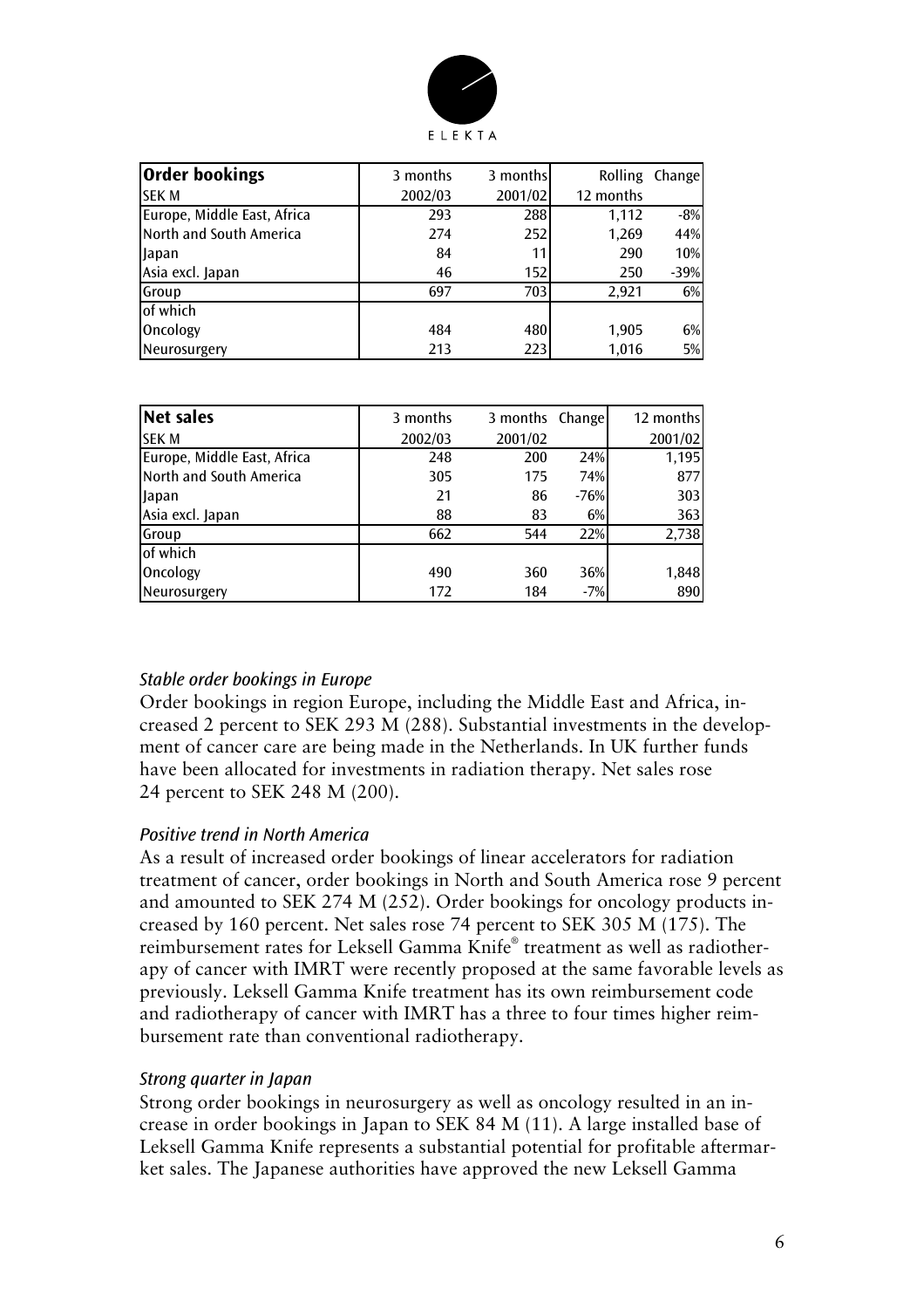| **Order bookings** | 3 months | 3 months | Rolling | Change |
|---|---|---|---|---|
| SEK M | 2002/03 | 2001/02 | 12 months | |
| Europe, Middle East, Africa | 293 | 288 | 1,112 | -8% |
| North and South America | 274 | 252 | 1,269 | 44% |
| Japan | 84 | 11 | 290 | 10% |
| Asia excl. Japan | 46 | 152 | 250 | -39% |
| Group | 697 | 703 | 2,921 | 6% |
| of which | | | | |
| Oncology | 484 | 480 | 1,905 | 6% |
| Neurosurgery | 213 | 223 | 1,016 | 5% |

| **Net sales** | 3 months | 3 months | Change | 12 months |
|---|---|---|---|---|
| SEK M | 2002/03 | 2001/02 | | 2001/02 |
| Europe, Middle East, Africa | 248 | 200 | 24% | 1,195 |
| North and South America | 305 | 175 | 74% | 877 |
| Japan | 21 | 86 | -76% | 303 |
| Asia excl. Japan | 88 | 83 | 6% | 363 |
| Group | 662 | 544 | 22% | 2,738 |
| of which | | | | |
| Oncology | 490 | 360 | 36% | 1,848 |
| Neurosurgery | 172 | 184 | -7% | 890 |

### *Stable order bookings in Europe*

Order bookings in region Europe, including the Middle East and Africa, increased 2 percent to SEK 293 M (288). Substantial investments in the development of cancer care are being made in the Netherlands. In UK further funds have been allocated for investments in radiation therapy. Net sales rose 24 percent to SEK 248 M (200).

### *Positive trend in North America*

As a result of increased order bookings of linear accelerators for radiation treatment of cancer, order bookings in North and South America rose 9 percent and amounted to SEK 274 M (252). Order bookings for oncology products increased by 160 percent. Net sales rose 74 percent to SEK 305 M (175). The reimbursement rates for Leksell Gamma Knife® treatment as well as radiotherapy of cancer with IMRT were recently proposed at the same favorable levels as previously. Leksell Gamma Knife treatment has its own reimbursement code and radiotherapy of cancer with IMRT has a three to four times higher reimbursement rate than conventional radiotherapy.

### *Strong quarter in Japan*

Strong order bookings in neurosurgery as well as oncology resulted in an increase in order bookings in Japan to SEK 84 M (11). A large installed base of Leksell Gamma Knife represents a substantial potential for profitable aftermarket sales. The Japanese authorities have approved the new Leksell Gamma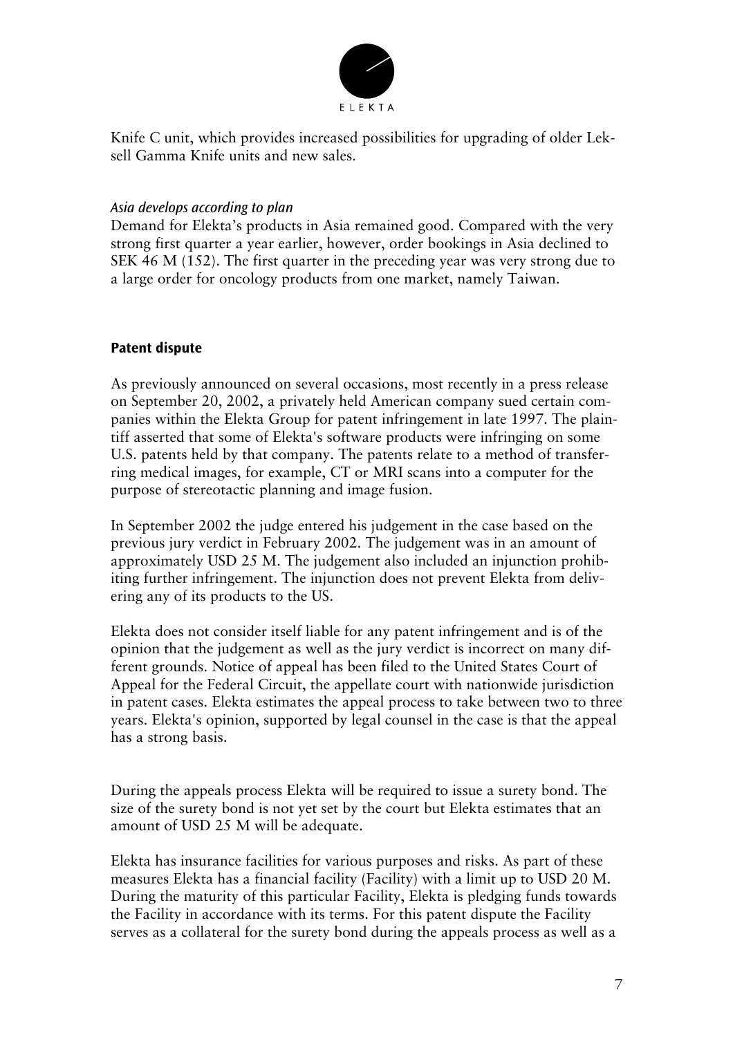Knife C unit, which provides increased possibilities for upgrading of older Leksell Gamma Knife units and new sales.

*Asia develops according to plan*

Demand for Elekta's products in Asia remained good. Compared with the very strong first quarter a year earlier, however, order bookings in Asia declined to SEK 46 M (152). The first quarter in the preceding year was very strong due to a large order for oncology products from one market, namely Taiwan.

## Patent dispute

As previously announced on several occasions, most recently in a press release on September 20, 2002, a privately held American company sued certain companies within the Elekta Group for patent infringement in late 1997. The plaintiff asserted that some of Elekta's software products were infringing on some U.S. patents held by that company. The patents relate to a method of transferring medical images, for example, CT or MRI scans into a computer for the purpose of stereotactic planning and image fusion.

In September 2002 the judge entered his judgement in the case based on the previous jury verdict in February 2002. The judgement was in an amount of approximately USD 25 M. The judgement also included an injunction prohibiting further infringement. The injunction does not prevent Elekta from delivering any of its products to the US.

Elekta does not consider itself liable for any patent infringement and is of the opinion that the judgement as well as the jury verdict is incorrect on many different grounds. Notice of appeal has been filed to the United States Court of Appeal for the Federal Circuit, the appellate court with nationwide jurisdiction in patent cases. Elekta estimates the appeal process to take between two to three years. Elekta's opinion, supported by legal counsel in the case is that the appeal has a strong basis.

During the appeals process Elekta will be required to issue a surety bond. The size of the surety bond is not yet set by the court but Elekta estimates that an amount of USD 25 M will be adequate.

Elekta has insurance facilities for various purposes and risks. As part of these measures Elekta has a financial facility (Facility) with a limit up to USD 20 M. During the maturity of this particular Facility, Elekta is pledging funds towards the Facility in accordance with its terms. For this patent dispute the Facility serves as a collateral for the surety bond during the appeals process as well as a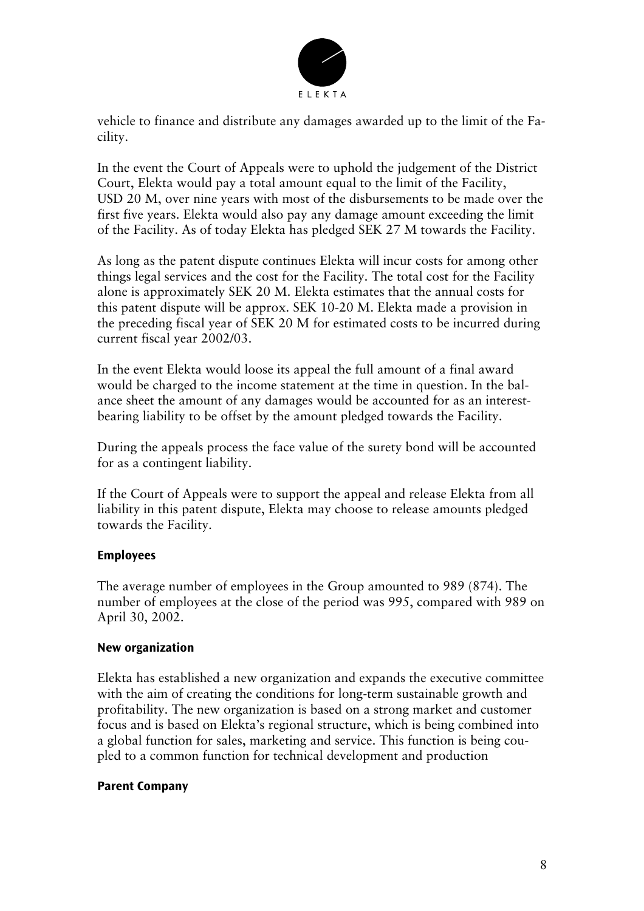vehicle to finance and distribute any damages awarded up to the limit of the Facility.

In the event the Court of Appeals were to uphold the judgement of the District Court, Elekta would pay a total amount equal to the limit of the Facility, USD 20 M, over nine years with most of the disbursements to be made over the first five years. Elekta would also pay any damage amount exceeding the limit of the Facility. As of today Elekta has pledged SEK 27 M towards the Facility.

As long as the patent dispute continues Elekta will incur costs for among other things legal services and the cost for the Facility. The total cost for the Facility alone is approximately SEK 20 M. Elekta estimates that the annual costs for this patent dispute will be approx. SEK 10-20 M. Elekta made a provision in the preceding fiscal year of SEK 20 M for estimated costs to be incurred during current fiscal year 2002/03.

In the event Elekta would loose its appeal the full amount of a final award would be charged to the income statement at the time in question. In the balance sheet the amount of any damages would be accounted for as an interest-bearing liability to be offset by the amount pledged towards the Facility.

During the appeals process the face value of the surety bond will be accounted for as a contingent liability.

If the Court of Appeals were to support the appeal and release Elekta from all liability in this patent dispute, Elekta may choose to release amounts pledged towards the Facility.

## Employees

The average number of employees in the Group amounted to 989 (874). The number of employees at the close of the period was 995, compared with 989 on April 30, 2002.

## New organization

Elekta has established a new organization and expands the executive committee with the aim of creating the conditions for long-term sustainable growth and profitability. The new organization is based on a strong market and customer focus and is based on Elekta's regional structure, which is being combined into a global function for sales, marketing and service. This function is being coupled to a common function for technical development and production

## Parent Company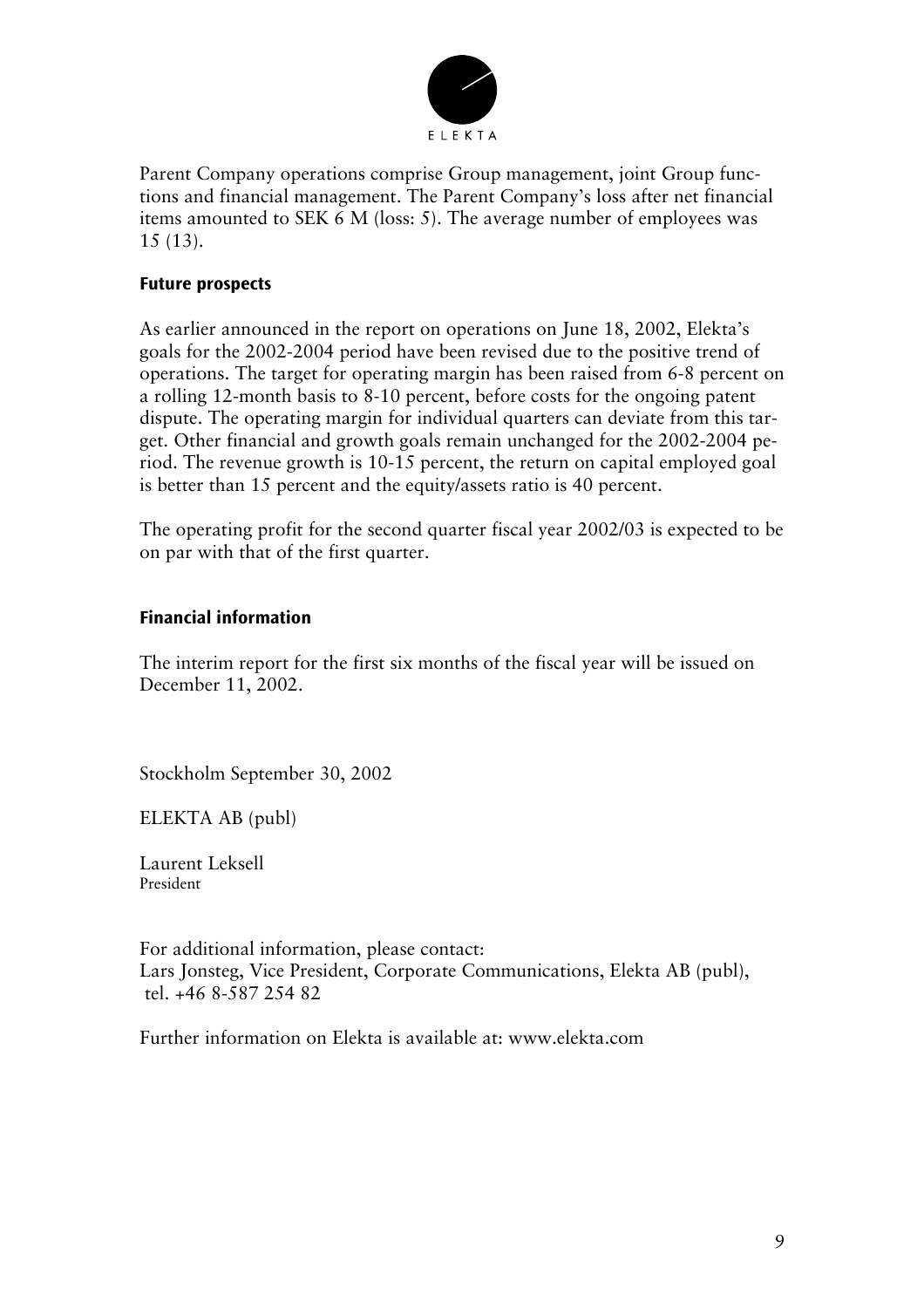Parent Company operations comprise Group management, joint Group functions and financial management. The Parent Company's loss after net financial items amounted to SEK 6 M (loss: 5). The average number of employees was 15 (13).

### Future prospects

As earlier announced in the report on operations on June 18, 2002, Elekta's goals for the 2002-2004 period have been revised due to the positive trend of operations. The target for operating margin has been raised from 6-8 percent on a rolling 12-month basis to 8-10 percent, before costs for the ongoing patent dispute. The operating margin for individual quarters can deviate from this target. Other financial and growth goals remain unchanged for the 2002-2004 period. The revenue growth is 10-15 percent, the return on capital employed goal is better than 15 percent and the equity/assets ratio is 40 percent.

The operating profit for the second quarter fiscal year 2002/03 is expected to be on par with that of the first quarter.

### Financial information

The interim report for the first six months of the fiscal year will be issued on December 11, 2002.

Stockholm September 30, 2002

ELEKTA AB (publ)

Laurent Leksell
President

For additional information, please contact:
Lars Jonsteg, Vice President, Corporate Communications, Elekta AB (publ), tel. +46 8-587 254 82

Further information on Elekta is available at: www.elekta.com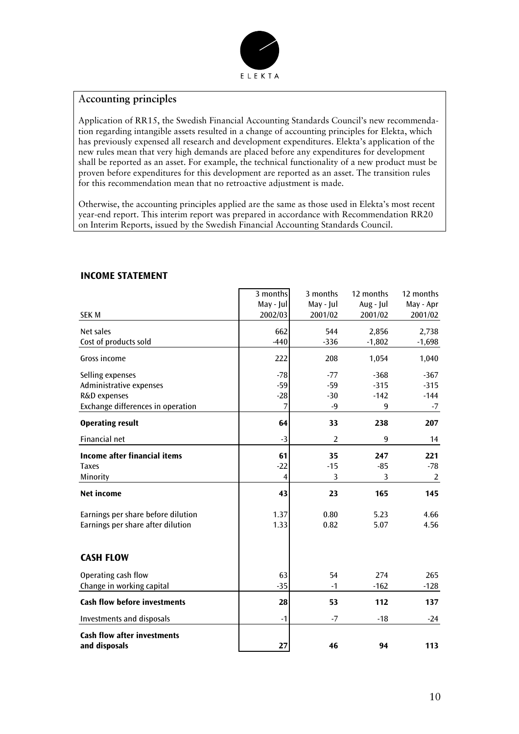## Accounting principles

Application of RR15, the Swedish Financial Accounting Standards Council's new recommendation regarding intangible assets resulted in a change of accounting principles for Elekta, which has previously expensed all research and development expenditures. Elekta's application of the new rules mean that very high demands are placed before any expenditures for development shall be reported as an asset. For example, the technical functionality of a new product must be proven before expenditures for this development are reported as an asset. The transition rules for this recommendation mean that no retroactive adjustment is made.

Otherwise, the accounting principles applied are the same as those used in Elekta's most recent year-end report. This interim report was prepared in accordance with Recommendation RR20 on Interim Reports, issued by the Swedish Financial Accounting Standards Council.

## INCOME STATEMENT

| SEK M | 3 months May - Jul 2002/03 | 3 months May - Jul 2001/02 | 12 months Aug - Jul 2001/02 | 12 months May - Apr 2001/02 |
|---|---|---|---|---|
| Net sales | 662 | 544 | 2,856 | 2,738 |
| Cost of products sold | -440 | -336 | -1,802 | -1,698 |
| Gross income | 222 | 208 | 1,054 | 1,040 |
| Selling expenses | -78 | -77 | -368 | -367 |
| Administrative expenses | -59 | -59 | -315 | -315 |
| R&D expenses | -28 | -30 | -142 | -144 |
| Exchange differences in operation | 7 | -9 | 9 | -7 |
| **Operating result** | **64** | **33** | **238** | **207** |
| Financial net | -3 | 2 | 9 | 14 |
| **Income after financial items** | **61** | **35** | **247** | **221** |
| Taxes | -22 | -15 | -85 | -78 |
| Minority | 4 | 3 | 3 | 2 |
| **Net income** | **43** | **23** | **165** | **145** |
| Earnings per share before dilution | 1.37 | 0.80 | 5.23 | 4.66 |
| Earnings per share after dilution | 1.33 | 0.82 | 5.07 | 4.56 |

## CASH FLOW

| | 3 months May - Jul 2002/03 | 3 months May - Jul 2001/02 | 12 months Aug - Jul 2001/02 | 12 months May - Apr 2001/02 |
|---|---|---|---|---|
| Operating cash flow | 63 | 54 | 274 | 265 |
| Change in working capital | -35 | -1 | -162 | -128 |
| **Cash flow before investments** | **28** | **53** | **112** | **137** |
| Investments and disposals | -1 | -7 | -18 | -24 |
| **Cash flow after investments and disposals** | **27** | **46** | **94** | **113** |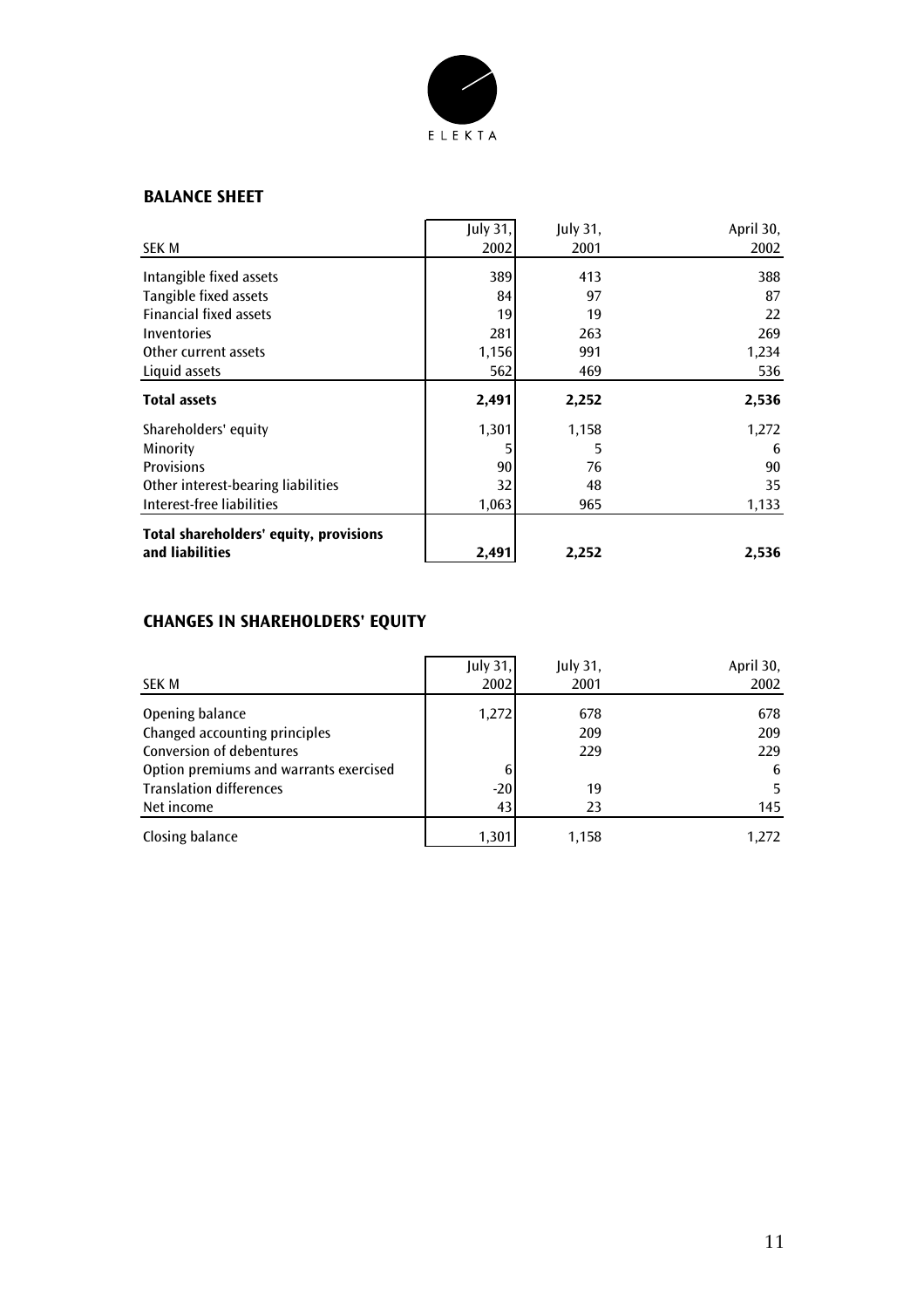## BALANCE SHEET

| SEK M | July 31, 2002 | July 31, 2001 | April 30, 2002 |
|---|---|---|---|
| Intangible fixed assets | 389 | 413 | 388 |
| Tangible fixed assets | 84 | 97 | 87 |
| Financial fixed assets | 19 | 19 | 22 |
| Inventories | 281 | 263 | 269 |
| Other current assets | 1,156 | 991 | 1,234 |
| Liquid assets | 562 | 469 | 536 |
| **Total assets** | **2,491** | **2,252** | **2,536** |
| Shareholders' equity | 1,301 | 1,158 | 1,272 |
| Minority | 5 | 5 | 6 |
| Provisions | 90 | 76 | 90 |
| Other interest-bearing liabilities | 32 | 48 | 35 |
| Interest-free liabilities | 1,063 | 965 | 1,133 |
| **Total shareholders' equity, provisions and liabilities** | **2,491** | **2,252** | **2,536** |

## CHANGES IN SHAREHOLDERS' EQUITY

| SEK M | July 31, 2002 | July 31, 2001 | April 30, 2002 |
|---|---|---|---|
| Opening balance | 1,272 | 678 | 678 |
| Changed accounting principles | | 209 | 209 |
| Conversion of debentures | | 229 | 229 |
| Option premiums and warrants exercised | 6 | | 6 |
| Translation differences | -20 | 19 | 5 |
| Net income | 43 | 23 | 145 |
| Closing balance | 1,301 | 1,158 | 1,272 |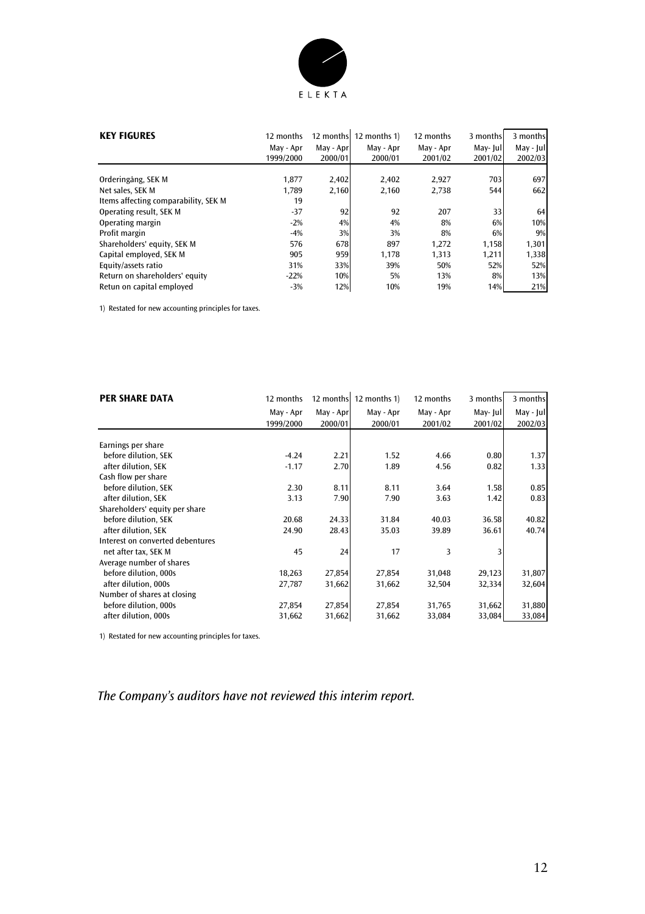ELEKTA

| **KEY FIGURES** | 12 months May - Apr 1999/2000 | 12 months May - Apr 2000/01 | 12 months 1) May - Apr 2000/01 | 12 months May - Apr 2001/02 | 3 months May- Jul 2001/02 | 3 months May - Jul 2002/03 |
|---|---|---|---|---|---|---|
| Orderingång, SEK M | 1,877 | 2,402 | 2,402 | 2,927 | 703 | 697 |
| Net sales, SEK M | 1,789 | 2,160 | 2,160 | 2,738 | 544 | 662 |
| Items affecting comparability, SEK M | 19 | | | | | |
| Operating result, SEK M | -37 | 92 | 92 | 207 | 33 | 64 |
| Operating margin | -2% | 4% | 4% | 8% | 6% | 10% |
| Profit margin | -4% | 3% | 3% | 8% | 6% | 9% |
| Shareholders' equity, SEK M | 576 | 678 | 897 | 1,272 | 1,158 | 1,301 |
| Capital employed, SEK M | 905 | 959 | 1,178 | 1,313 | 1,211 | 1,338 |
| Equity/assets ratio | 31% | 33% | 39% | 50% | 52% | 52% |
| Return on shareholders' equity | -22% | 10% | 5% | 13% | 8% | 13% |
| Retun on capital employed | -3% | 12% | 10% | 19% | 14% | 21% |

1) Restated for new accounting principles for taxes.

| **PER SHARE DATA** | 12 months May - Apr 1999/2000 | 12 months May - Apr 2000/01 | 12 months 1) May - Apr 2000/01 | 12 months May - Apr 2001/02 | 3 months May- Jul 2001/02 | 3 months May - Jul 2002/03 |
|---|---|---|---|---|---|---|
| Earnings per share | | | | | | |
| before dilution, SEK | -4.24 | 2.21 | 1.52 | 4.66 | 0.80 | 1.37 |
| after dilution, SEK | -1.17 | 2.70 | 1.89 | 4.56 | 0.82 | 1.33 |
| Cash flow per share | | | | | | |
| before dilution, SEK | 2.30 | 8.11 | 8.11 | 3.64 | 1.58 | 0.85 |
| after dilution, SEK | 3.13 | 7.90 | 7.90 | 3.63 | 1.42 | 0.83 |
| Shareholders' equity per share | | | | | | |
| before dilution, SEK | 20.68 | 24.33 | 31.84 | 40.03 | 36.58 | 40.82 |
| after dilution, SEK | 24.90 | 28.43 | 35.03 | 39.89 | 36.61 | 40.74 |
| Interest on converted debentures | | | | | | |
| net after tax, SEK M | 45 | 24 | 17 | 3 | 3 | |
| Average number of shares | | | | | | |
| before dilution, 000s | 18,263 | 27,854 | 27,854 | 31,048 | 29,123 | 31,807 |
| after dilution, 000s | 27,787 | 31,662 | 31,662 | 32,504 | 32,334 | 32,604 |
| Number of shares at closing | | | | | | |
| before dilution, 000s | 27,854 | 27,854 | 27,854 | 31,765 | 31,662 | 31,880 |
| after dilution, 000s | 31,662 | 31,662 | 31,662 | 33,084 | 33,084 | 33,084 |

1) Restated for new accounting principles for taxes.

*The Company's auditors have not reviewed this interim report.*